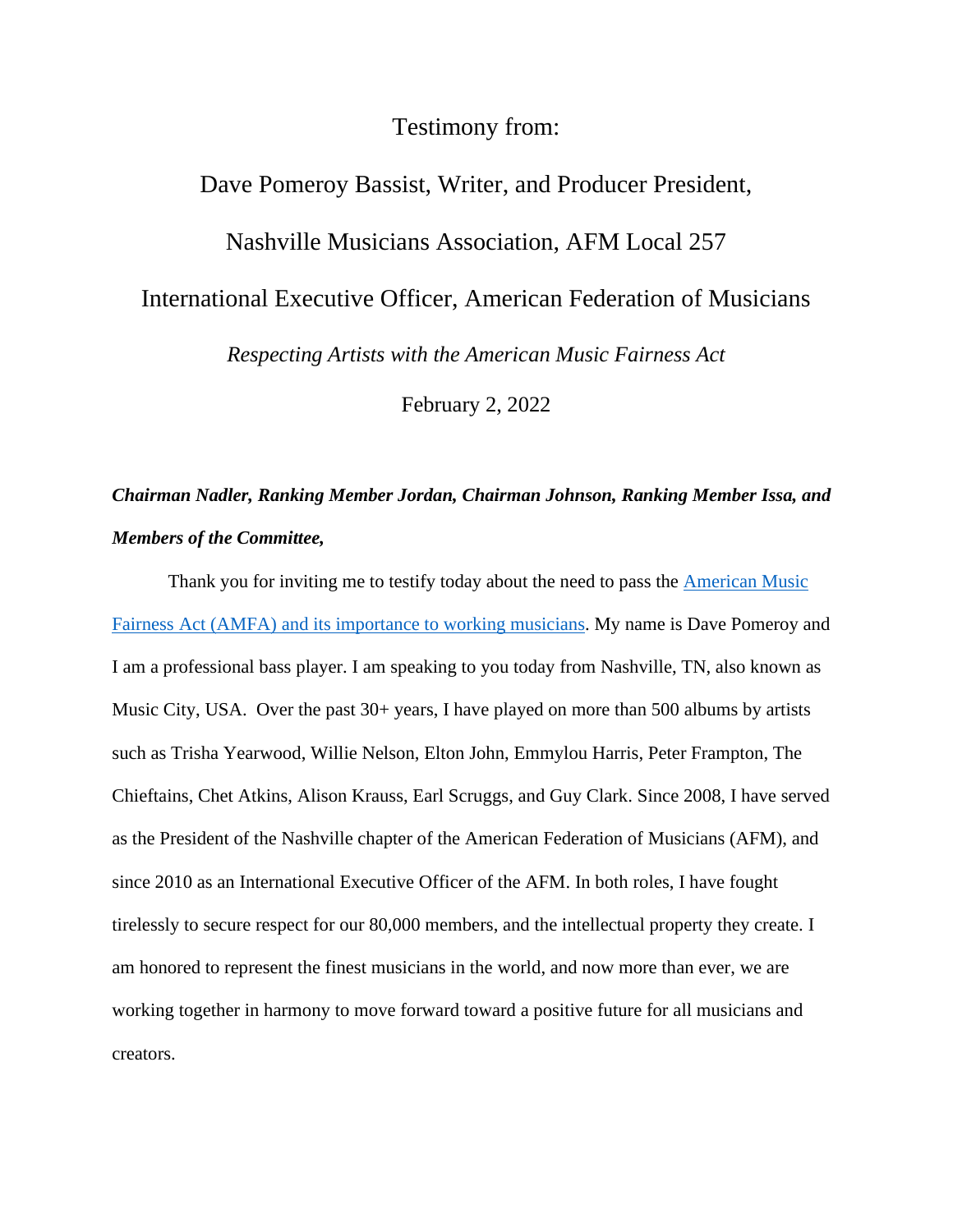Testimony from:

Dave Pomeroy Bassist, Writer, and Producer President,

Nashville Musicians Association, AFM Local 257

International Executive Officer, American Federation of Musicians

*Respecting Artists with the American Music Fairness Act*

February 2, 2022

***Chairman Nadler, Ranking Member Jordan, Chairman Johnson, Ranking Member Issa, and Members of the Committee,***

Thank you for inviting me to testify today about the need to pass the American Music Fairness Act (AMFA) and its importance to working musicians. My name is Dave Pomeroy and I am a professional bass player. I am speaking to you today from Nashville, TN, also known as Music City, USA. Over the past 30+ years, I have played on more than 500 albums by artists such as Trisha Yearwood, Willie Nelson, Elton John, Emmylou Harris, Peter Frampton, The Chieftains, Chet Atkins, Alison Krauss, Earl Scruggs, and Guy Clark. Since 2008, I have served as the President of the Nashville chapter of the American Federation of Musicians (AFM), and since 2010 as an International Executive Officer of the AFM. In both roles, I have fought tirelessly to secure respect for our 80,000 members, and the intellectual property they create. I am honored to represent the finest musicians in the world, and now more than ever, we are working together in harmony to move forward toward a positive future for all musicians and creators.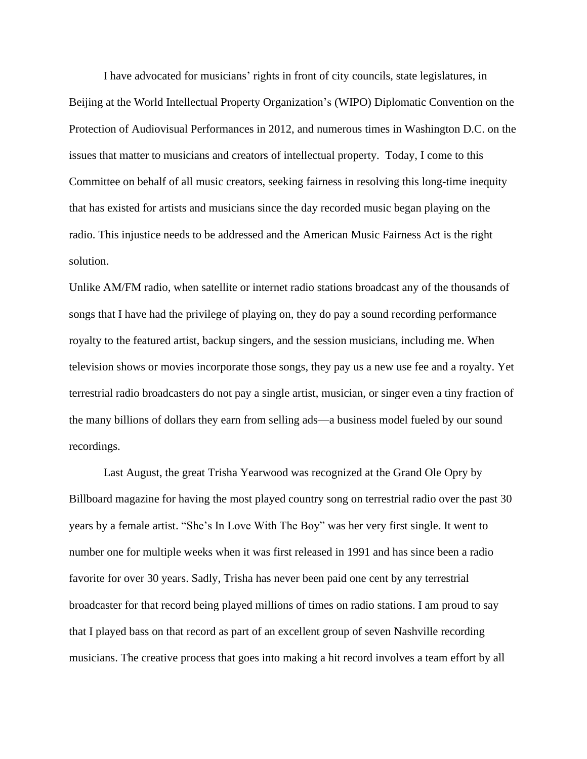I have advocated for musicians' rights in front of city councils, state legislatures, in Beijing at the World Intellectual Property Organization's (WIPO) Diplomatic Convention on the Protection of Audiovisual Performances in 2012, and numerous times in Washington D.C. on the issues that matter to musicians and creators of intellectual property. Today, I come to this Committee on behalf of all music creators, seeking fairness in resolving this long-time inequity that has existed for artists and musicians since the day recorded music began playing on the radio. This injustice needs to be addressed and the American Music Fairness Act is the right solution.

Unlike AM/FM radio, when satellite or internet radio stations broadcast any of the thousands of songs that I have had the privilege of playing on, they do pay a sound recording performance royalty to the featured artist, backup singers, and the session musicians, including me. When television shows or movies incorporate those songs, they pay us a new use fee and a royalty. Yet terrestrial radio broadcasters do not pay a single artist, musician, or singer even a tiny fraction of the many billions of dollars they earn from selling ads—a business model fueled by our sound recordings.

Last August, the great Trisha Yearwood was recognized at the Grand Ole Opry by Billboard magazine for having the most played country song on terrestrial radio over the past 30 years by a female artist. "She's In Love With The Boy" was her very first single. It went to number one for multiple weeks when it was first released in 1991 and has since been a radio favorite for over 30 years. Sadly, Trisha has never been paid one cent by any terrestrial broadcaster for that record being played millions of times on radio stations. I am proud to say that I played bass on that record as part of an excellent group of seven Nashville recording musicians. The creative process that goes into making a hit record involves a team effort by all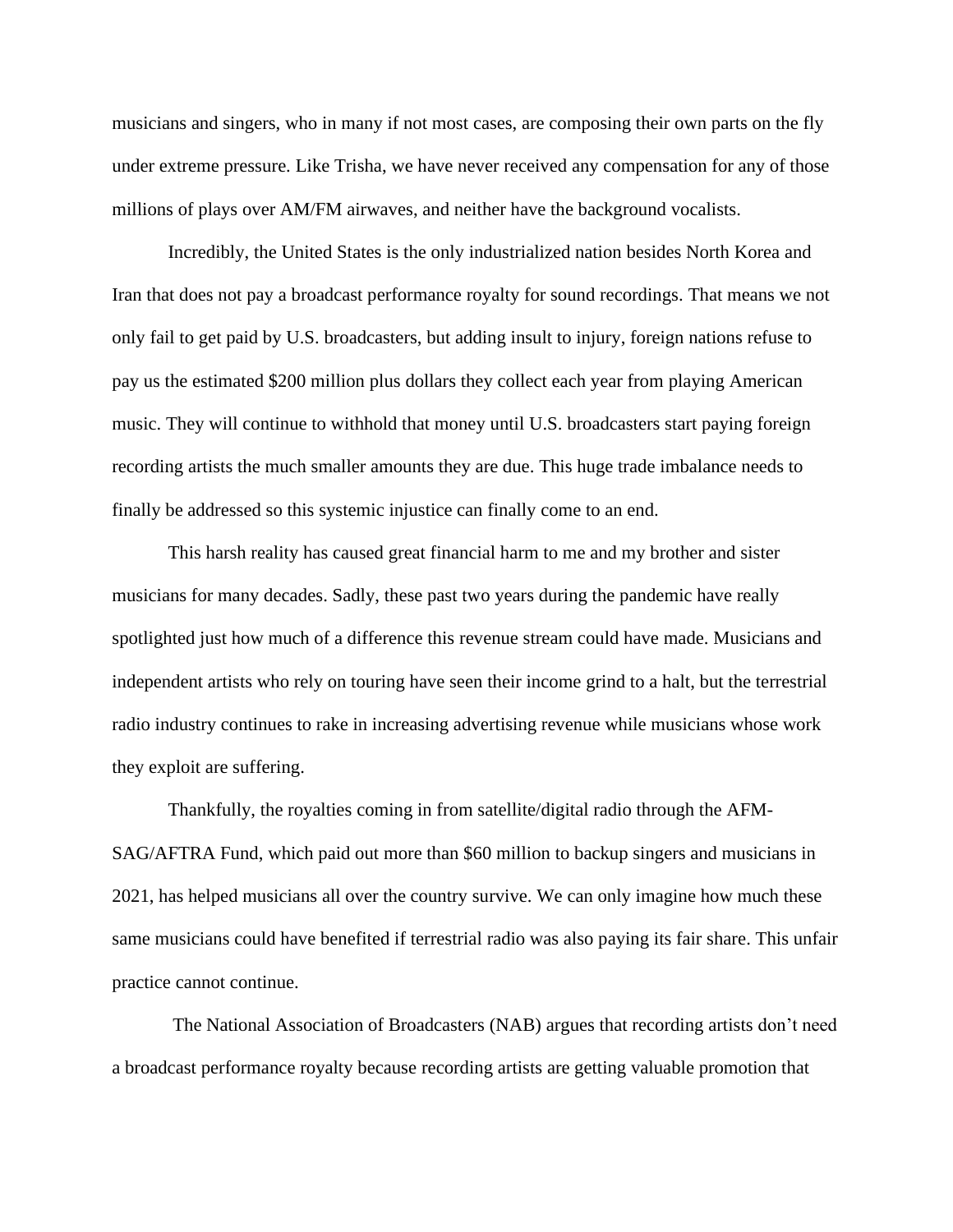musicians and singers, who in many if not most cases, are composing their own parts on the fly under extreme pressure. Like Trisha, we have never received any compensation for any of those millions of plays over AM/FM airwaves, and neither have the background vocalists.

Incredibly, the United States is the only industrialized nation besides North Korea and Iran that does not pay a broadcast performance royalty for sound recordings. That means we not only fail to get paid by U.S. broadcasters, but adding insult to injury, foreign nations refuse to pay us the estimated $200 million plus dollars they collect each year from playing American music. They will continue to withhold that money until U.S. broadcasters start paying foreign recording artists the much smaller amounts they are due. This huge trade imbalance needs to finally be addressed so this systemic injustice can finally come to an end.

This harsh reality has caused great financial harm to me and my brother and sister musicians for many decades. Sadly, these past two years during the pandemic have really spotlighted just how much of a difference this revenue stream could have made. Musicians and independent artists who rely on touring have seen their income grind to a halt, but the terrestrial radio industry continues to rake in increasing advertising revenue while musicians whose work they exploit are suffering.

Thankfully, the royalties coming in from satellite/digital radio through the AFM-SAG/AFTRA Fund, which paid out more than $60 million to backup singers and musicians in 2021, has helped musicians all over the country survive. We can only imagine how much these same musicians could have benefited if terrestrial radio was also paying its fair share. This unfair practice cannot continue.

The National Association of Broadcasters (NAB) argues that recording artists don't need a broadcast performance royalty because recording artists are getting valuable promotion that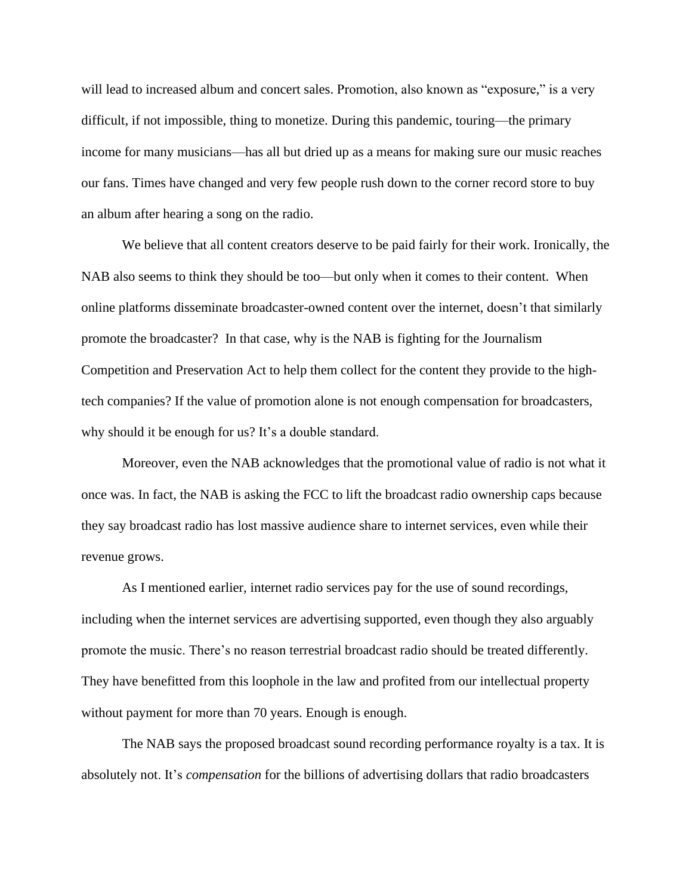will lead to increased album and concert sales. Promotion, also known as "exposure," is a very difficult, if not impossible, thing to monetize. During this pandemic, touring—the primary income for many musicians—has all but dried up as a means for making sure our music reaches our fans. Times have changed and very few people rush down to the corner record store to buy an album after hearing a song on the radio.

We believe that all content creators deserve to be paid fairly for their work. Ironically, the NAB also seems to think they should be too—but only when it comes to their content. When online platforms disseminate broadcaster-owned content over the internet, doesn't that similarly promote the broadcaster? In that case, why is the NAB is fighting for the Journalism Competition and Preservation Act to help them collect for the content they provide to the high-tech companies? If the value of promotion alone is not enough compensation for broadcasters, why should it be enough for us? It's a double standard.

Moreover, even the NAB acknowledges that the promotional value of radio is not what it once was. In fact, the NAB is asking the FCC to lift the broadcast radio ownership caps because they say broadcast radio has lost massive audience share to internet services, even while their revenue grows.

As I mentioned earlier, internet radio services pay for the use of sound recordings, including when the internet services are advertising supported, even though they also arguably promote the music. There's no reason terrestrial broadcast radio should be treated differently. They have benefitted from this loophole in the law and profited from our intellectual property without payment for more than 70 years. Enough is enough.

The NAB says the proposed broadcast sound recording performance royalty is a tax. It is absolutely not. It's *compensation* for the billions of advertising dollars that radio broadcasters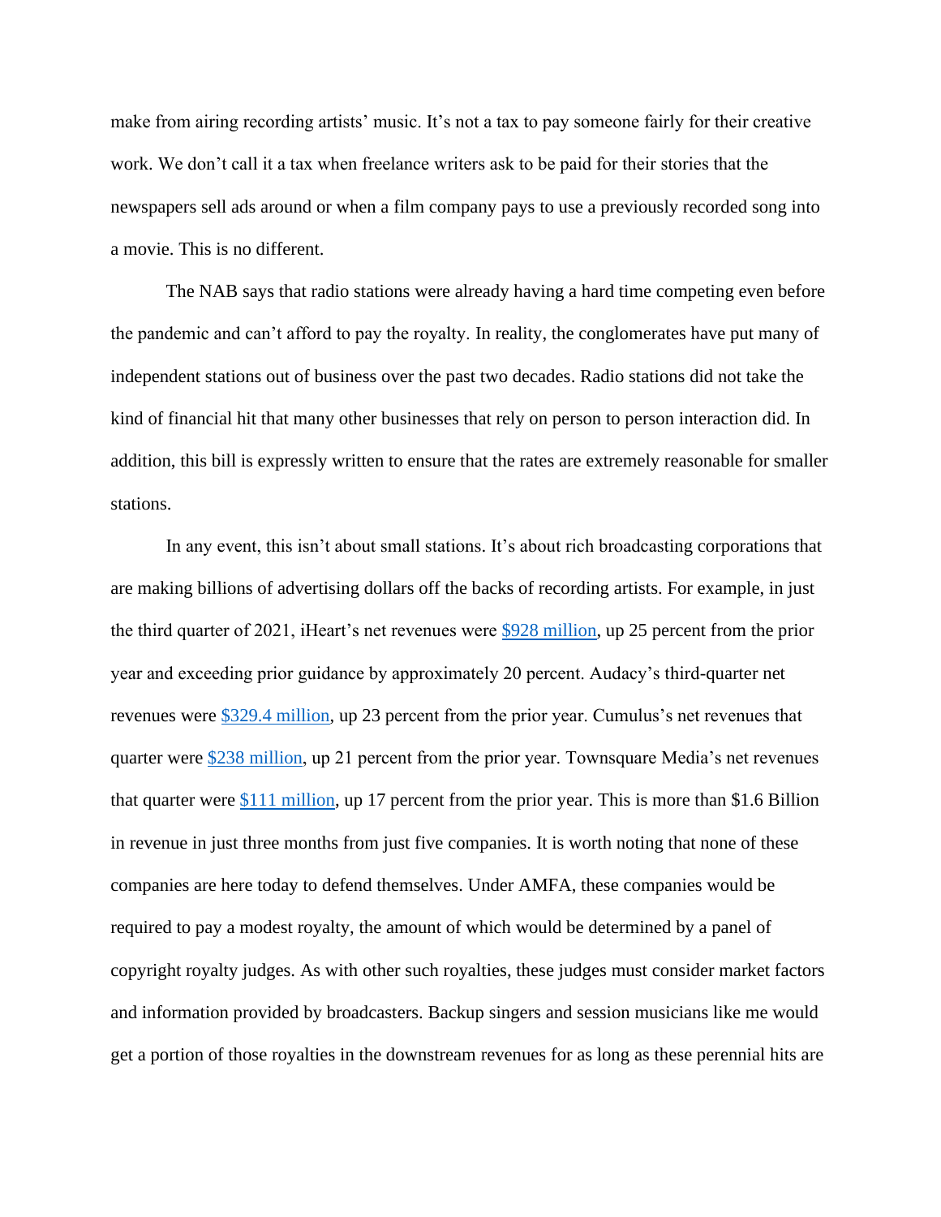make from airing recording artists' music. It's not a tax to pay someone fairly for their creative work. We don't call it a tax when freelance writers ask to be paid for their stories that the newspapers sell ads around or when a film company pays to use a previously recorded song into a movie. This is no different.

The NAB says that radio stations were already having a hard time competing even before the pandemic and can't afford to pay the royalty. In reality, the conglomerates have put many of independent stations out of business over the past two decades. Radio stations did not take the kind of financial hit that many other businesses that rely on person to person interaction did. In addition, this bill is expressly written to ensure that the rates are extremely reasonable for smaller stations.

In any event, this isn't about small stations. It's about rich broadcasting corporations that are making billions of advertising dollars off the backs of recording artists. For example, in just the third quarter of 2021, iHeart's net revenues were [$928 million], up 25 percent from the prior year and exceeding prior guidance by approximately 20 percent. Audacy's third-quarter net revenues were [$329.4 million], up 23 percent from the prior year. Cumulus's net revenues that quarter were [$238 million], up 21 percent from the prior year. Townsquare Media's net revenues that quarter were [$111 million], up 17 percent from the prior year. This is more than $1.6 Billion in revenue in just three months from just five companies. It is worth noting that none of these companies are here today to defend themselves. Under AMFA, these companies would be required to pay a modest royalty, the amount of which would be determined by a panel of copyright royalty judges. As with other such royalties, these judges must consider market factors and information provided by broadcasters. Backup singers and session musicians like me would get a portion of those royalties in the downstream revenues for as long as these perennial hits are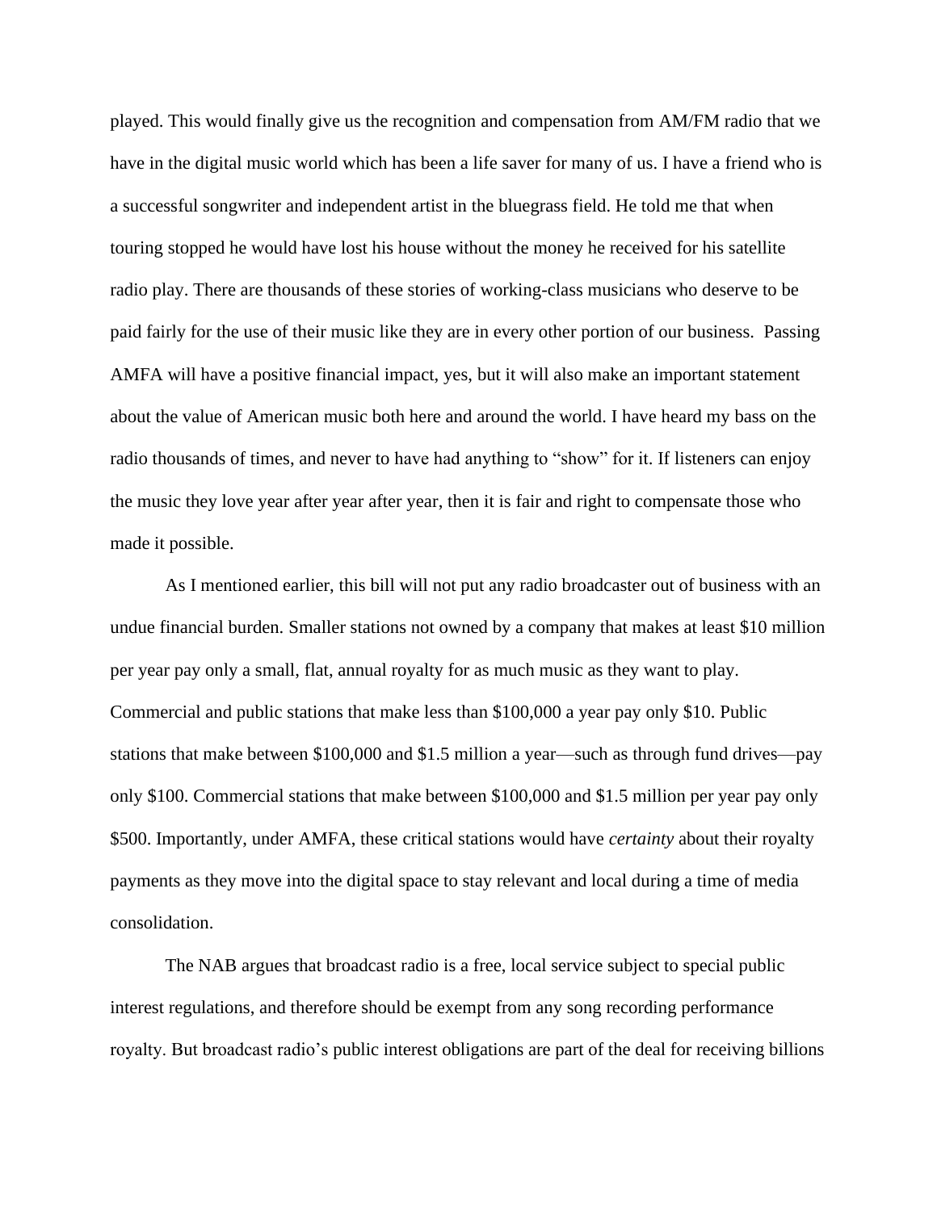played. This would finally give us the recognition and compensation from AM/FM radio that we have in the digital music world which has been a life saver for many of us. I have a friend who is a successful songwriter and independent artist in the bluegrass field. He told me that when touring stopped he would have lost his house without the money he received for his satellite radio play. There are thousands of these stories of working-class musicians who deserve to be paid fairly for the use of their music like they are in every other portion of our business. Passing AMFA will have a positive financial impact, yes, but it will also make an important statement about the value of American music both here and around the world. I have heard my bass on the radio thousands of times, and never to have had anything to "show" for it. If listeners can enjoy the music they love year after year after year, then it is fair and right to compensate those who made it possible.

As I mentioned earlier, this bill will not put any radio broadcaster out of business with an undue financial burden. Smaller stations not owned by a company that makes at least $10 million per year pay only a small, flat, annual royalty for as much music as they want to play. Commercial and public stations that make less than $100,000 a year pay only $10. Public stations that make between $100,000 and $1.5 million a year—such as through fund drives—pay only $100. Commercial stations that make between $100,000 and $1.5 million per year pay only $500. Importantly, under AMFA, these critical stations would have *certainty* about their royalty payments as they move into the digital space to stay relevant and local during a time of media consolidation.

The NAB argues that broadcast radio is a free, local service subject to special public interest regulations, and therefore should be exempt from any song recording performance royalty. But broadcast radio's public interest obligations are part of the deal for receiving billions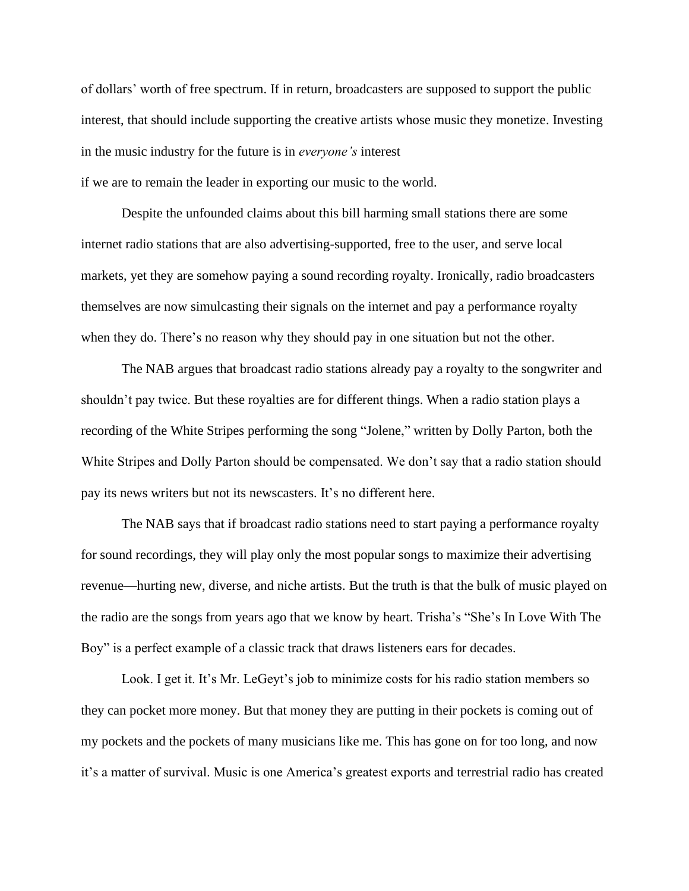of dollars' worth of free spectrum. If in return, broadcasters are supposed to support the public interest, that should include supporting the creative artists whose music they monetize. Investing in the music industry for the future is in *everyone's* interest
if we are to remain the leader in exporting our music to the world.

Despite the unfounded claims about this bill harming small stations there are some internet radio stations that are also advertising-supported, free to the user, and serve local markets, yet they are somehow paying a sound recording royalty. Ironically, radio broadcasters themselves are now simulcasting their signals on the internet and pay a performance royalty when they do. There's no reason why they should pay in one situation but not the other.

The NAB argues that broadcast radio stations already pay a royalty to the songwriter and shouldn't pay twice. But these royalties are for different things. When a radio station plays a recording of the White Stripes performing the song "Jolene," written by Dolly Parton, both the White Stripes and Dolly Parton should be compensated. We don't say that a radio station should pay its news writers but not its newscasters. It's no different here.

The NAB says that if broadcast radio stations need to start paying a performance royalty for sound recordings, they will play only the most popular songs to maximize their advertising revenue—hurting new, diverse, and niche artists. But the truth is that the bulk of music played on the radio are the songs from years ago that we know by heart. Trisha's "She's In Love With The Boy" is a perfect example of a classic track that draws listeners ears for decades.

Look. I get it. It's Mr. LeGeyt's job to minimize costs for his radio station members so they can pocket more money. But that money they are putting in their pockets is coming out of my pockets and the pockets of many musicians like me. This has gone on for too long, and now it's a matter of survival. Music is one America's greatest exports and terrestrial radio has created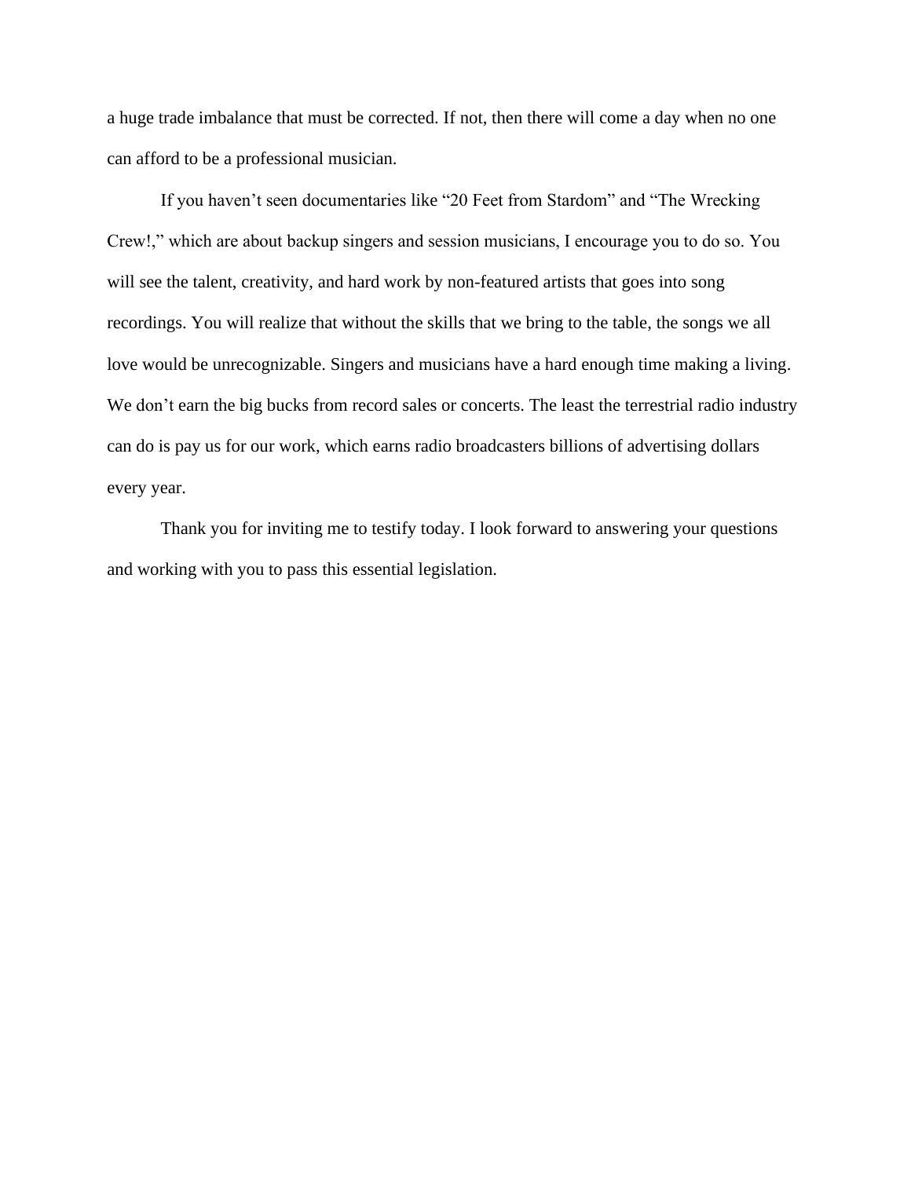a huge trade imbalance that must be corrected. If not, then there will come a day when no one can afford to be a professional musician.

If you haven't seen documentaries like "20 Feet from Stardom" and "The Wrecking Crew!," which are about backup singers and session musicians, I encourage you to do so. You will see the talent, creativity, and hard work by non-featured artists that goes into song recordings. You will realize that without the skills that we bring to the table, the songs we all love would be unrecognizable. Singers and musicians have a hard enough time making a living. We don't earn the big bucks from record sales or concerts. The least the terrestrial radio industry can do is pay us for our work, which earns radio broadcasters billions of advertising dollars every year.

Thank you for inviting me to testify today. I look forward to answering your questions and working with you to pass this essential legislation.